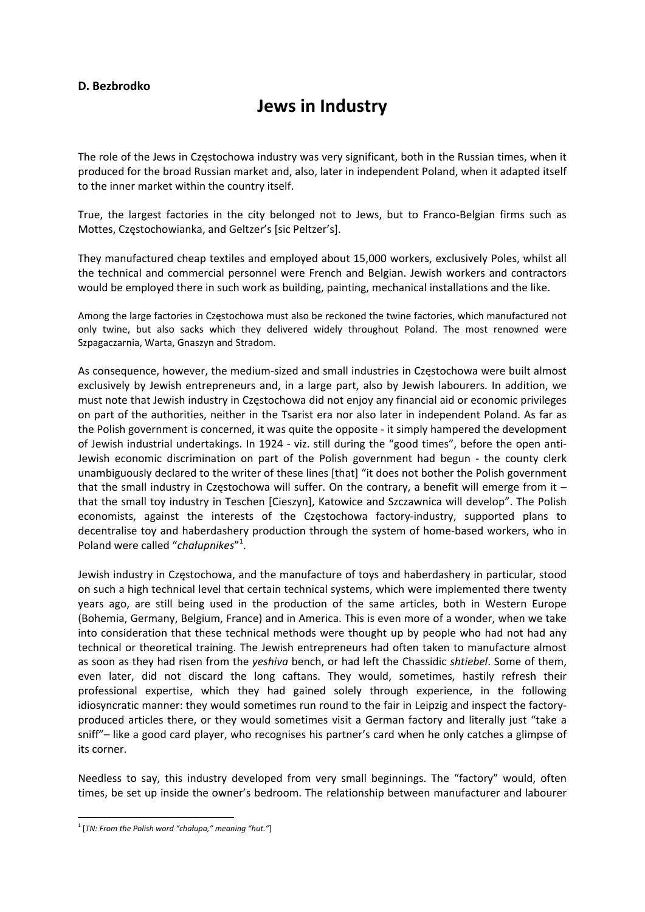**D. Bezbrodko**

# Jews in Industry

The role of the Jews in Częstochowa industry was very significant, both in the Russian times, when it produced for the broad Russian market and, also, later in independent Poland, when it adapted itself to the inner market within the country itself.

True, the largest factories in the city belonged not to Jews, but to Franco-Belgian firms such as Mottes, Częstochowianka, and Geltzer's [sic Peltzer's].

They manufactured cheap textiles and employed about 15,000 workers, exclusively Poles, whilst all the technical and commercial personnel were French and Belgian. Jewish workers and contractors would be employed there in such work as building, painting, mechanical installations and the like.

Among the large factories in Częstochowa must also be reckoned the twine factories, which manufactured not only twine, but also sacks which they delivered widely throughout Poland. The most renowned were Szpagaczarnia, Warta, Gnaszyn and Stradom.

As consequence, however, the medium-sized and small industries in Częstochowa were built almost exclusively by Jewish entrepreneurs and, in a large part, also by Jewish labourers. In addition, we must note that Jewish industry in Częstochowa did not enjoy any financial aid or economic privileges on part of the authorities, neither in the Tsarist era nor also later in independent Poland. As far as the Polish government is concerned, it was quite the opposite - it simply hampered the development of Jewish industrial undertakings. In 1924 - viz. still during the "good times", before the open anti-Jewish economic discrimination on part of the Polish government had begun - the county clerk unambiguously declared to the writer of these lines [that] "it does not bother the Polish government that the small industry in Częstochowa will suffer. On the contrary, a benefit will emerge from it – that the small toy industry in Teschen [Cieszyn], Katowice and Szczawnica will develop". The Polish economists, against the interests of the Częstochowa factory-industry, supported plans to decentralise toy and haberdashery production through the system of home-based workers, who in Poland were called "*chałupnikes*"[1].

Jewish industry in Częstochowa, and the manufacture of toys and haberdashery in particular, stood on such a high technical level that certain technical systems, which were implemented there twenty years ago, are still being used in the production of the same articles, both in Western Europe (Bohemia, Germany, Belgium, France) and in America. This is even more of a wonder, when we take into consideration that these technical methods were thought up by people who had not had any technical or theoretical training. The Jewish entrepreneurs had often taken to manufacture almost as soon as they had risen from the *yeshiva* bench, or had left the Chassidic *shtiebel*. Some of them, even later, did not discard the long caftans. They would, sometimes, hastily refresh their professional expertise, which they had gained solely through experience, in the following idiosyncratic manner: they would sometimes run round to the fair in Leipzig and inspect the factory-produced articles there, or they would sometimes visit a German factory and literally just "take a sniff"– like a good card player, who recognises his partner's card when he only catches a glimpse of its corner.

Needless to say, this industry developed from very small beginnings. The "factory" would, often times, be set up inside the owner's bedroom. The relationship between manufacturer and labourer

---

[1] [*TN: From the Polish word "chałupa," meaning "hut."*]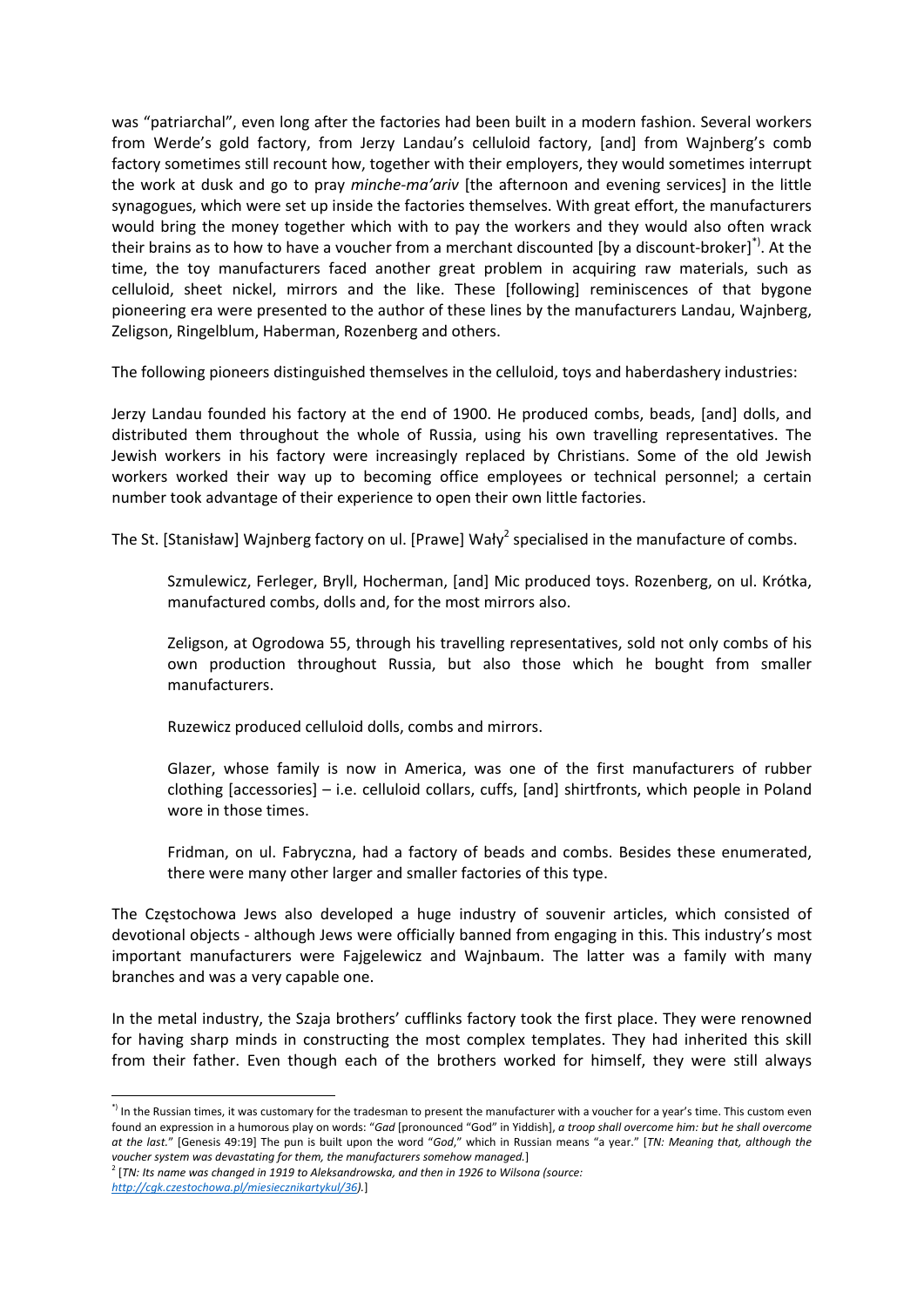was "patriarchal", even long after the factories had been built in a modern fashion. Several workers from Werde's gold factory, from Jerzy Landau's celluloid factory, [and] from Wajnberg's comb factory sometimes still recount how, together with their employers, they would sometimes interrupt the work at dusk and go to pray *minche-ma'ariv* [the afternoon and evening services] in the little synagogues, which were set up inside the factories themselves. With great effort, the manufacturers would bring the money together which with to pay the workers and they would also often wrack their brains as to how to have a voucher from a merchant discounted [by a discount-broker][*)]. At the time, the toy manufacturers faced another great problem in acquiring raw materials, such as celluloid, sheet nickel, mirrors and the like. These [following] reminiscences of that bygone pioneering era were presented to the author of these lines by the manufacturers Landau, Wajnberg, Zeligson, Ringelblum, Haberman, Rozenberg and others.

The following pioneers distinguished themselves in the celluloid, toys and haberdashery industries:

Jerzy Landau founded his factory at the end of 1900. He produced combs, beads, [and] dolls, and distributed them throughout the whole of Russia, using his own travelling representatives. The Jewish workers in his factory were increasingly replaced by Christians. Some of the old Jewish workers worked their way up to becoming office employees or technical personnel; a certain number took advantage of their experience to open their own little factories.

The St. [Stanisław] Wajnberg factory on ul. [Prawe] Wały[2] specialised in the manufacture of combs.

> Szmulewicz, Ferleger, Bryll, Hocherman, [and] Mic produced toys. Rozenberg, on ul. Krótka, manufactured combs, dolls and, for the most mirrors also.
>
> Zeligson, at Ogrodowa 55, through his travelling representatives, sold not only combs of his own production throughout Russia, but also those which he bought from smaller manufacturers.
>
> Ruzewicz produced celluloid dolls, combs and mirrors.
>
> Glazer, whose family is now in America, was one of the first manufacturers of rubber clothing [accessories] – i.e. celluloid collars, cuffs, [and] shirtfronts, which people in Poland wore in those times.
>
> Fridman, on ul. Fabryczna, had a factory of beads and combs. Besides these enumerated, there were many other larger and smaller factories of this type.

The Częstochowa Jews also developed a huge industry of souvenir articles, which consisted of devotional objects - although Jews were officially banned from engaging in this. This industry's most important manufacturers were Fajgelewicz and Wajnbaum. The latter was a family with many branches and was a very capable one.

In the metal industry, the Szaja brothers' cufflinks factory took the first place. They were renowned for having sharp minds in constructing the most complex templates. They had inherited this skill from their father. Even though each of the brothers worked for himself, they were still always

---

[*)] In the Russian times, it was customary for the tradesman to present the manufacturer with a voucher for a year's time. This custom even found an expression in a humorous play on words: "*Gad* [pronounced "God" in Yiddish], *a troop shall overcome him: but he shall overcome at the last.*" [Genesis 49:19] The pun is built upon the word "*God*," which in Russian means "a year." [*TN: Meaning that, although the voucher system was devastating for them, the manufacturers somehow managed.*]

[2] [*TN: Its name was changed in 1919 to Aleksandrowska, and then in 1926 to Wilsona (source: http://cgk.czestochowa.pl/miesiecznikartykul/36).*]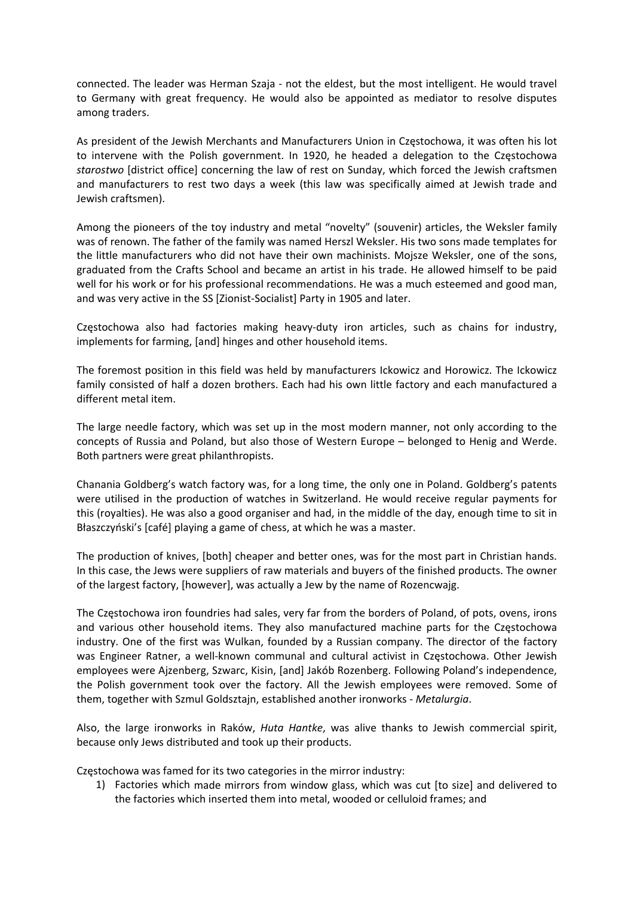connected. The leader was Herman Szaja - not the eldest, but the most intelligent. He would travel to Germany with great frequency. He would also be appointed as mediator to resolve disputes among traders.

As president of the Jewish Merchants and Manufacturers Union in Częstochowa, it was often his lot to intervene with the Polish government. In 1920, he headed a delegation to the Częstochowa *starostwo* [district office] concerning the law of rest on Sunday, which forced the Jewish craftsmen and manufacturers to rest two days a week (this law was specifically aimed at Jewish trade and Jewish craftsmen).

Among the pioneers of the toy industry and metal "novelty" (souvenir) articles, the Weksler family was of renown. The father of the family was named Herszl Weksler. His two sons made templates for the little manufacturers who did not have their own machinists. Mojsze Weksler, one of the sons, graduated from the Crafts School and became an artist in his trade. He allowed himself to be paid well for his work or for his professional recommendations. He was a much esteemed and good man, and was very active in the SS [Zionist-Socialist] Party in 1905 and later.

Częstochowa also had factories making heavy-duty iron articles, such as chains for industry, implements for farming, [and] hinges and other household items.

The foremost position in this field was held by manufacturers Ickowicz and Horowicz. The Ickowicz family consisted of half a dozen brothers. Each had his own little factory and each manufactured a different metal item.

The large needle factory, which was set up in the most modern manner, not only according to the concepts of Russia and Poland, but also those of Western Europe – belonged to Henig and Werde. Both partners were great philanthropists.

Chanania Goldberg's watch factory was, for a long time, the only one in Poland. Goldberg's patents were utilised in the production of watches in Switzerland. He would receive regular payments for this (royalties). He was also a good organiser and had, in the middle of the day, enough time to sit in Błaszczyński's [café] playing a game of chess, at which he was a master.

The production of knives, [both] cheaper and better ones, was for the most part in Christian hands. In this case, the Jews were suppliers of raw materials and buyers of the finished products. The owner of the largest factory, [however], was actually a Jew by the name of Rozencwajg.

The Częstochowa iron foundries had sales, very far from the borders of Poland, of pots, ovens, irons and various other household items. They also manufactured machine parts for the Częstochowa industry. One of the first was Wulkan, founded by a Russian company. The director of the factory was Engineer Ratner, a well-known communal and cultural activist in Częstochowa. Other Jewish employees were Ajzenberg, Szwarc, Kisin, [and] Jakób Rozenberg. Following Poland's independence, the Polish government took over the factory. All the Jewish employees were removed. Some of them, together with Szmul Goldsztajn, established another ironworks - *Metalurgia*.

Also, the large ironworks in Raków, *Huta Hantke*, was alive thanks to Jewish commercial spirit, because only Jews distributed and took up their products.

Częstochowa was famed for its two categories in the mirror industry:

1) Factories which made mirrors from window glass, which was cut [to size] and delivered to the factories which inserted them into metal, wooded or celluloid frames; and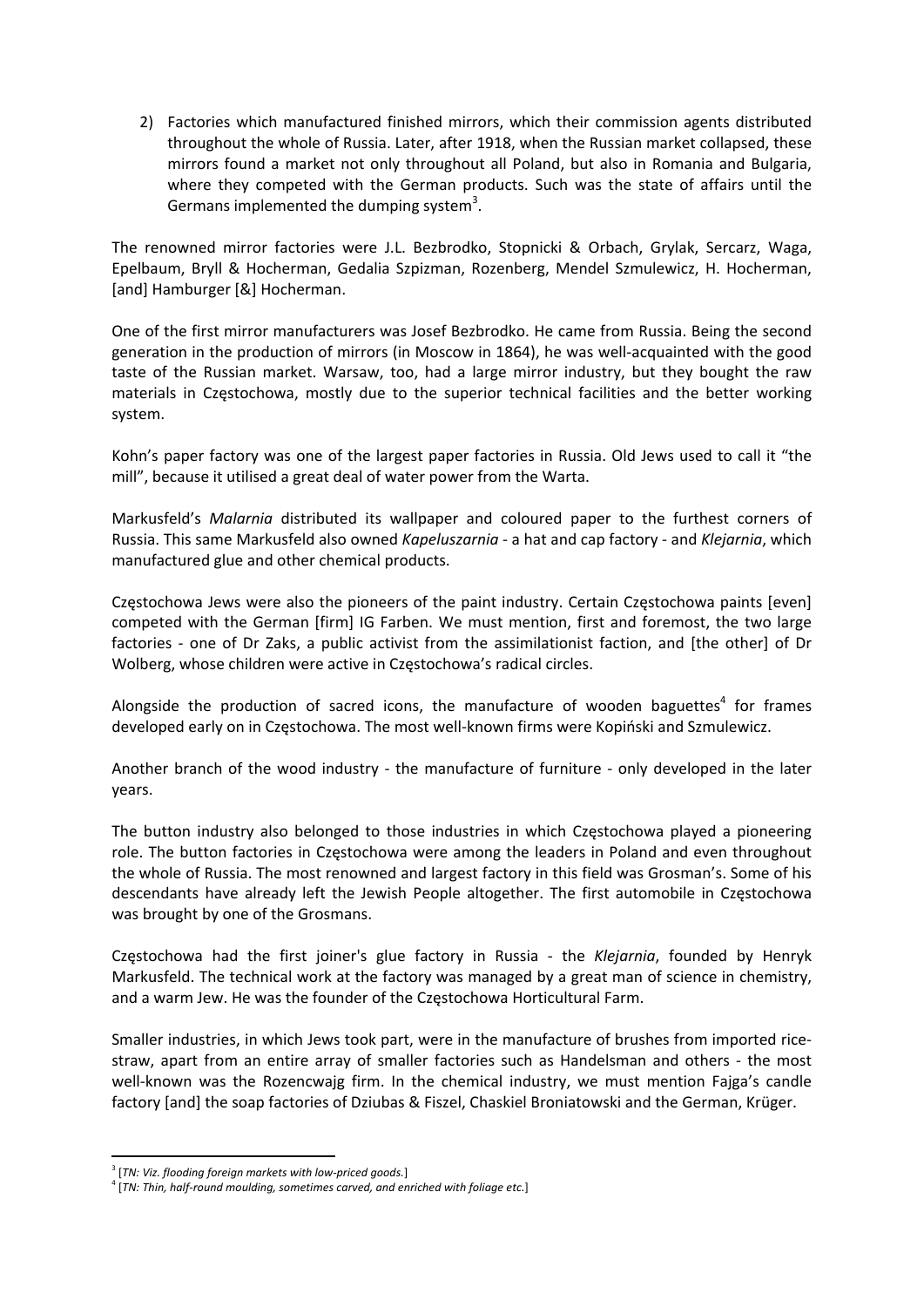2) Factories which manufactured finished mirrors, which their commission agents distributed throughout the whole of Russia. Later, after 1918, when the Russian market collapsed, these mirrors found a market not only throughout all Poland, but also in Romania and Bulgaria, where they competed with the German products. Such was the state of affairs until the Germans implemented the dumping system[3].

The renowned mirror factories were J.L. Bezbrodko, Stopnicki & Orbach, Grylak, Sercarz, Waga, Epelbaum, Bryll & Hocherman, Gedalia Szpizman, Rozenberg, Mendel Szmulewicz, H. Hocherman, [and] Hamburger [&] Hocherman.

One of the first mirror manufacturers was Josef Bezbrodko. He came from Russia. Being the second generation in the production of mirrors (in Moscow in 1864), he was well-acquainted with the good taste of the Russian market. Warsaw, too, had a large mirror industry, but they bought the raw materials in Częstochowa, mostly due to the superior technical facilities and the better working system.

Kohn's paper factory was one of the largest paper factories in Russia. Old Jews used to call it "the mill", because it utilised a great deal of water power from the Warta.

Markusfeld's *Malarnia* distributed its wallpaper and coloured paper to the furthest corners of Russia. This same Markusfeld also owned *Kapeluszarnia* - a hat and cap factory - and *Klejarnia*, which manufactured glue and other chemical products.

Częstochowa Jews were also the pioneers of the paint industry. Certain Częstochowa paints [even] competed with the German [firm] IG Farben. We must mention, first and foremost, the two large factories - one of Dr Zaks, a public activist from the assimilationist faction, and [the other] of Dr Wolberg, whose children were active in Częstochowa's radical circles.

Alongside the production of sacred icons, the manufacture of wooden baguettes[4] for frames developed early on in Częstochowa. The most well-known firms were Kopiński and Szmulewicz.

Another branch of the wood industry - the manufacture of furniture - only developed in the later years.

The button industry also belonged to those industries in which Częstochowa played a pioneering role. The button factories in Częstochowa were among the leaders in Poland and even throughout the whole of Russia. The most renowned and largest factory in this field was Grosman's. Some of his descendants have already left the Jewish People altogether. The first automobile in Częstochowa was brought by one of the Grosmans.

Częstochowa had the first joiner's glue factory in Russia - the *Klejarnia*, founded by Henryk Markusfeld. The technical work at the factory was managed by a great man of science in chemistry, and a warm Jew. He was the founder of the Częstochowa Horticultural Farm.

Smaller industries, in which Jews took part, were in the manufacture of brushes from imported rice-straw, apart from an entire array of smaller factories such as Handelsman and others - the most well-known was the Rozencwajg firm. In the chemical industry, we must mention Fajga's candle factory [and] the soap factories of Dziubas & Fiszel, Chaskiel Broniatowski and the German, Krüger.

---

[3] [*TN: Viz. flooding foreign markets with low-priced goods.*]

[4] [*TN: Thin, half-round moulding, sometimes carved, and enriched with foliage etc.*]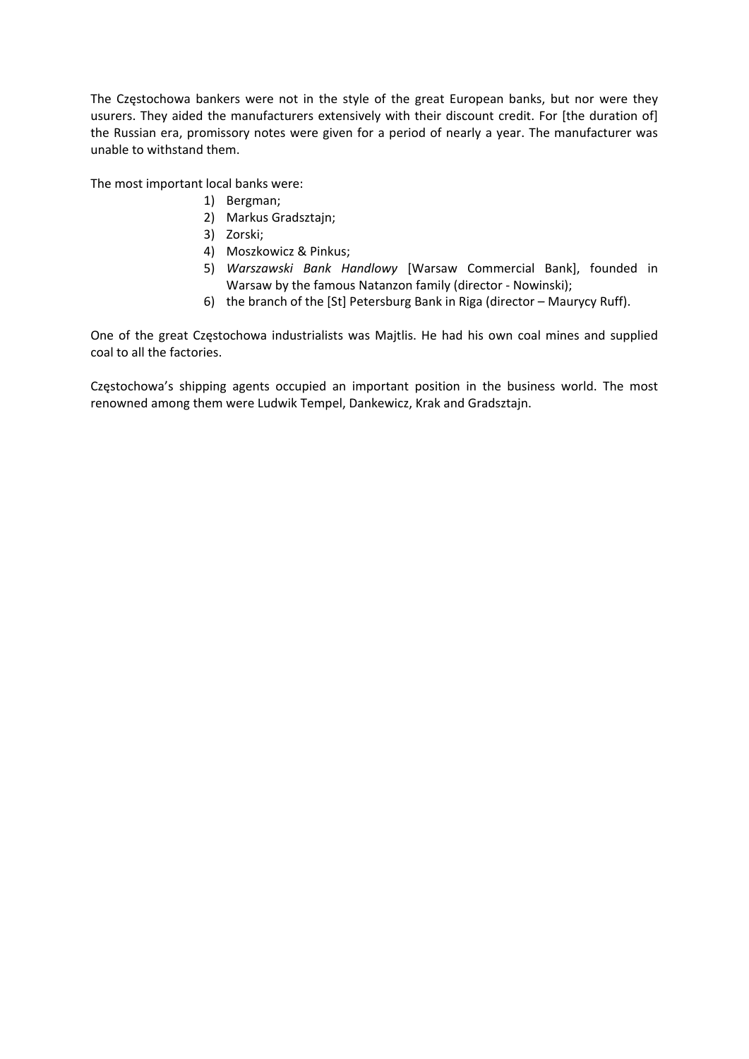The Częstochowa bankers were not in the style of the great European banks, but nor were they usurers. They aided the manufacturers extensively with their discount credit. For [the duration of] the Russian era, promissory notes were given for a period of nearly a year. The manufacturer was unable to withstand them.

The most important local banks were:

1) Bergman;
2) Markus Gradsztajn;
3) Zorski;
4) Moszkowicz & Pinkus;
5) *Warszawski Bank Handlowy* [Warsaw Commercial Bank], founded in Warsaw by the famous Natanzon family (director - Nowinski);
6) the branch of the [St] Petersburg Bank in Riga (director – Maurycy Ruff).

One of the great Częstochowa industrialists was Majtlis. He had his own coal mines and supplied coal to all the factories.

Częstochowa's shipping agents occupied an important position in the business world. The most renowned among them were Ludwik Tempel, Dankewicz, Krak and Gradsztajn.